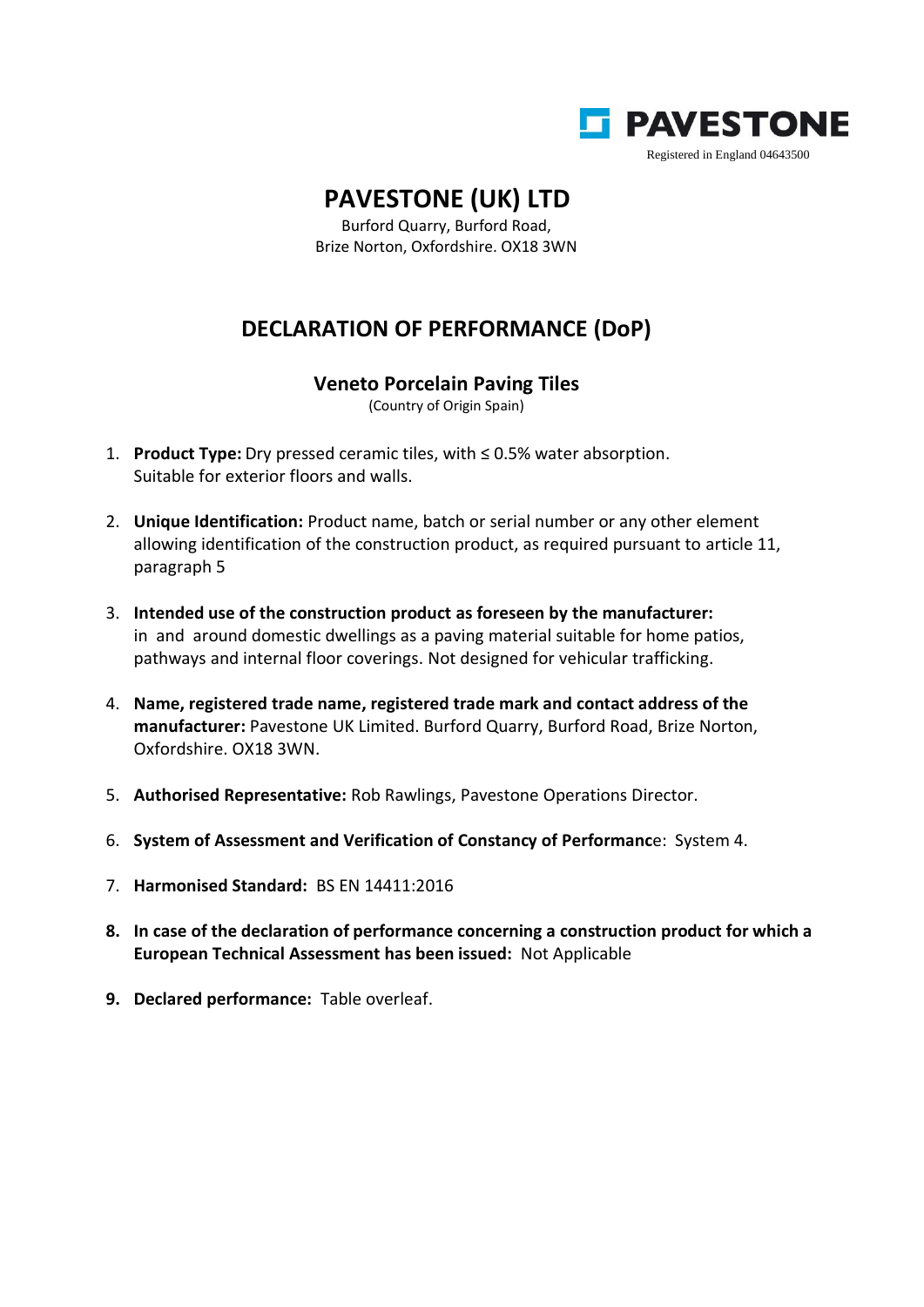PAVESTONE

Registered in England 04643500

# PAVESTONE (UK) LTD

Burford Quarry, Burford Road,
Brize Norton, Oxfordshire. OX18 3WN

## DECLARATION OF PERFORMANCE (DoP)

### Veneto Porcelain Paving Tiles

(Country of Origin Spain)

1. **Product Type:** Dry pressed ceramic tiles, with ≤ 0.5% water absorption. Suitable for exterior floors and walls.

2. **Unique Identification:** Product name, batch or serial number or any other element allowing identification of the construction product, as required pursuant to article 11, paragraph 5

3. **Intended use of the construction product as foreseen by the manufacturer:** in and around domestic dwellings as a paving material suitable for home patios, pathways and internal floor coverings. Not designed for vehicular trafficking.

4. **Name, registered trade name, registered trade mark and contact address of the manufacturer:** Pavestone UK Limited. Burford Quarry, Burford Road, Brize Norton, Oxfordshire. OX18 3WN.

5. **Authorised Representative:** Rob Rawlings, Pavestone Operations Director.

6. **System of Assessment and Verification of Constancy of Performance**: System 4.

7. **Harmonised Standard:** BS EN 14411:2016

8. **In case of the declaration of performance concerning a construction product for which a European Technical Assessment has been issued:** Not Applicable

9. **Declared performance:** Table overleaf.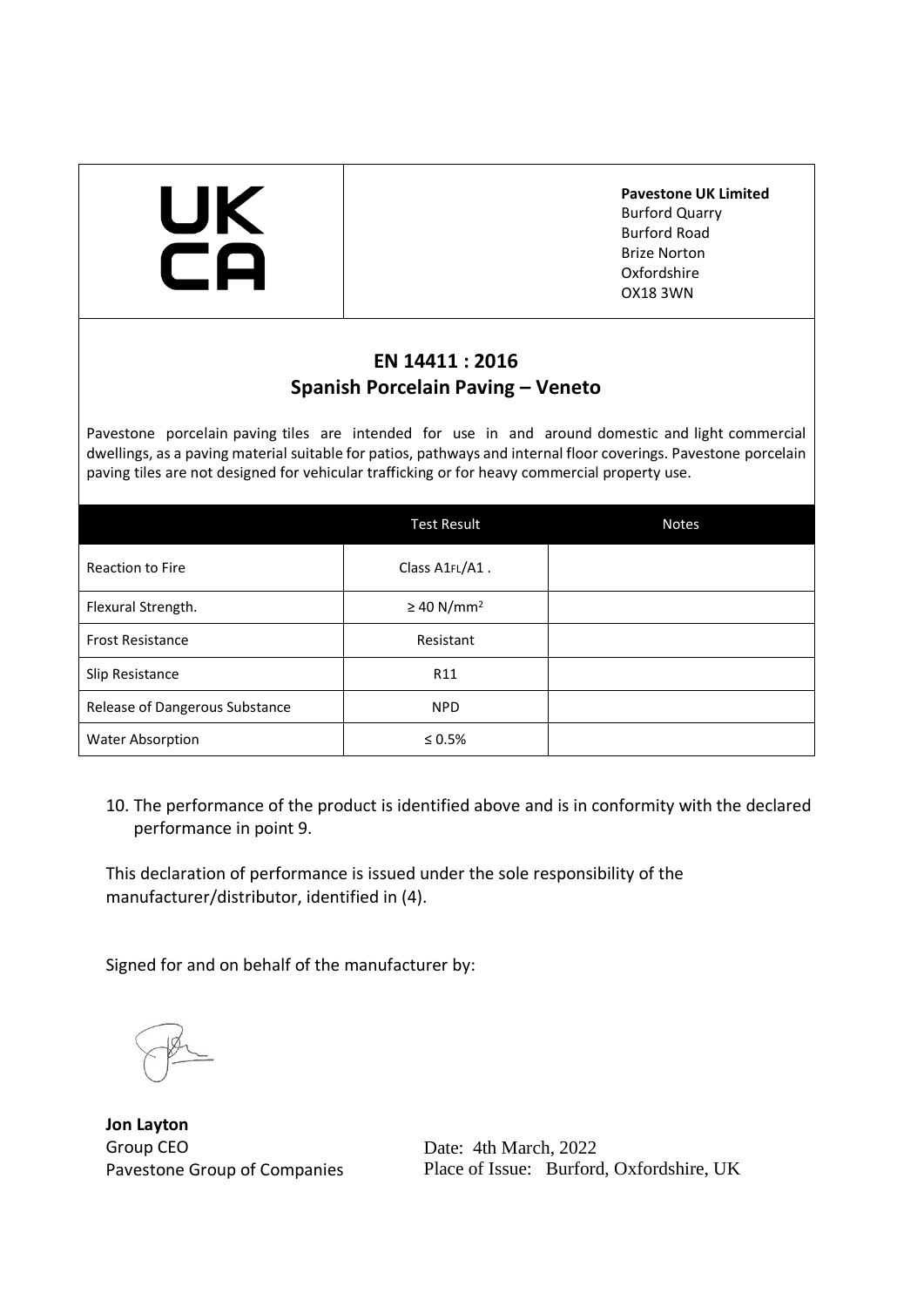UK
CA

**Pavestone UK Limited**
Burford Quarry
Burford Road
Brize Norton
Oxfordshire
OX18 3WN

## EN 14411 : 2016
## Spanish Porcelain Paving – Veneto

Pavestone porcelain paving tiles are intended for use in and around domestic and light commercial dwellings, as a paving material suitable for patios, pathways and internal floor coverings. Pavestone porcelain paving tiles are not designed for vehicular trafficking or for heavy commercial property use.

| | Test Result | Notes |
|---|---|---|
| Reaction to Fire | Class $A1_{FL}$/A1 . | |
| Flexural Strength. | ≥ 40 N/mm$^2$ | |
| Frost Resistance | Resistant | |
| Slip Resistance | R11 | |
| Release of Dangerous Substance | NPD | |
| Water Absorption | ≤ 0.5% | |

10. The performance of the product is identified above and is in conformity with the declared performance in point 9.

This declaration of performance is issued under the sole responsibility of the manufacturer/distributor, identified in (4).

Signed for and on behalf of the manufacturer by:

**Jon Layton**
Group CEO
Pavestone Group of Companies

Date: 4th March, 2022
Place of Issue: Burford, Oxfordshire, UK